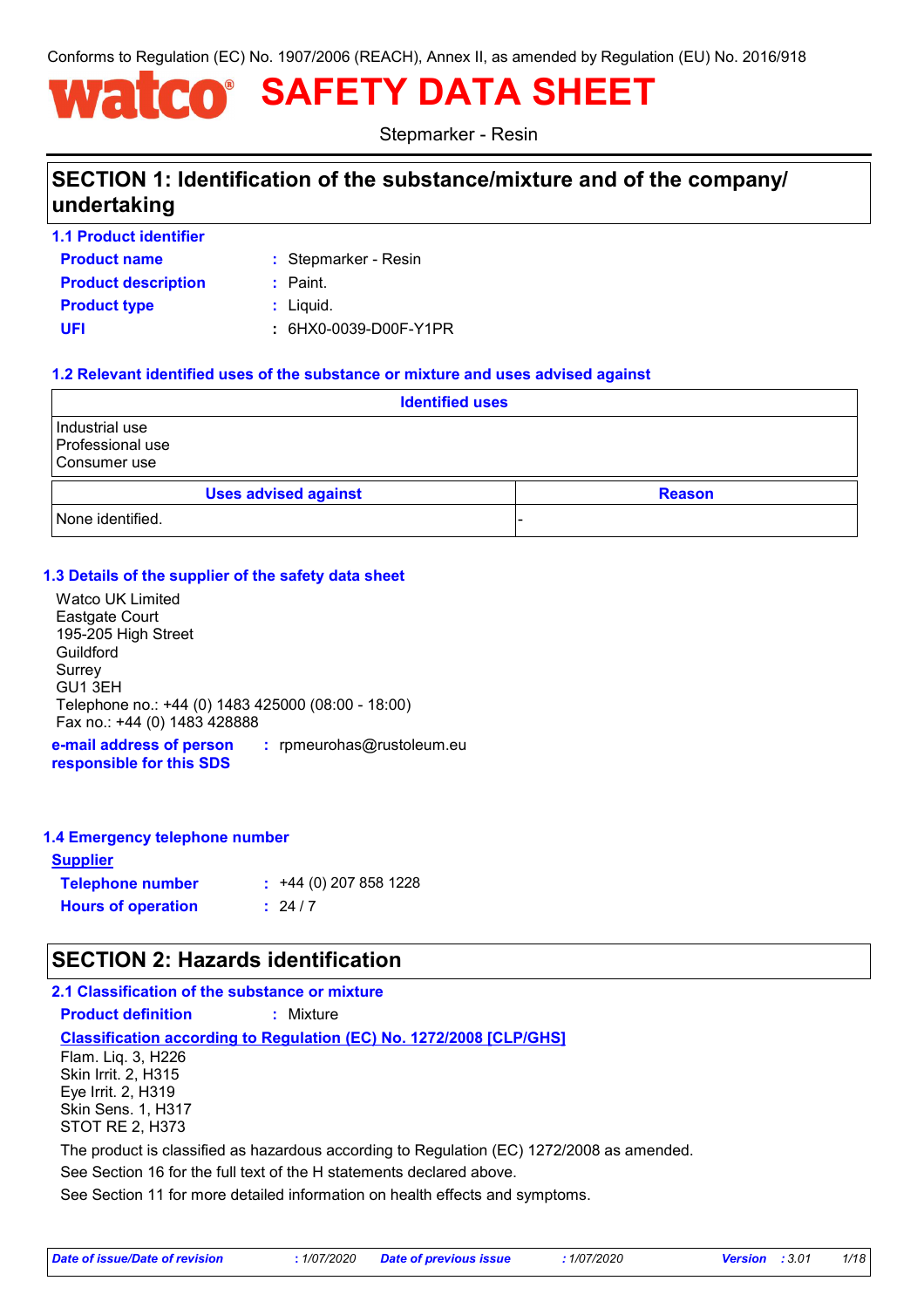Conforms to Regulation (EC) No. 1907/2006 (REACH), Annex II, as amended by Regulation (EU) No. 2016/918

# watco® SAFETY DATA SHEET

Stepmarker - Resin

## SECTION 1: Identification of the substance/mixture and of the company/undertaking

### 1.1 Product identifier

**Product name** : Stepmarker - Resin

**Product description** : Paint.

**Product type** : Liquid.

**UFI** : 6HX0-0039-D00F-Y1PR

### 1.2 Relevant identified uses of the substance or mixture and uses advised against

| Identified uses |
|---|
| Industrial use<br>Professional use<br>Consumer use |

| Uses advised against | Reason |
|---|---|
| None identified. | - |

### 1.3 Details of the supplier of the safety data sheet

Watco UK Limited
Eastgate Court
195-205 High Street
Guildford
Surrey
GU1 3EH
Telephone no.: +44 (0) 1483 425000 (08:00 - 18:00)
Fax no.: +44 (0) 1483 428888

**e-mail address of person responsible for this SDS** : rpmeurohas@rustoleum.eu

### 1.4 Emergency telephone number

**Supplier**

**Telephone number** : +44 (0) 207 858 1228

**Hours of operation** : 24 / 7

## SECTION 2: Hazards identification

### 2.1 Classification of the substance or mixture

**Product definition** : Mixture

**Classification according to Regulation (EC) No. 1272/2008 [CLP/GHS]**

Flam. Liq. 3, H226
Skin Irrit. 2, H315
Eye Irrit. 2, H319
Skin Sens. 1, H317
STOT RE 2, H373

The product is classified as hazardous according to Regulation (EC) 1272/2008 as amended.

See Section 16 for the full text of the H statements declared above.

See Section 11 for more detailed information on health effects and symptoms.

*Date of issue/Date of revision* : 1/07/2020 *Date of previous issue* : 1/07/2020 *Version* : 3.01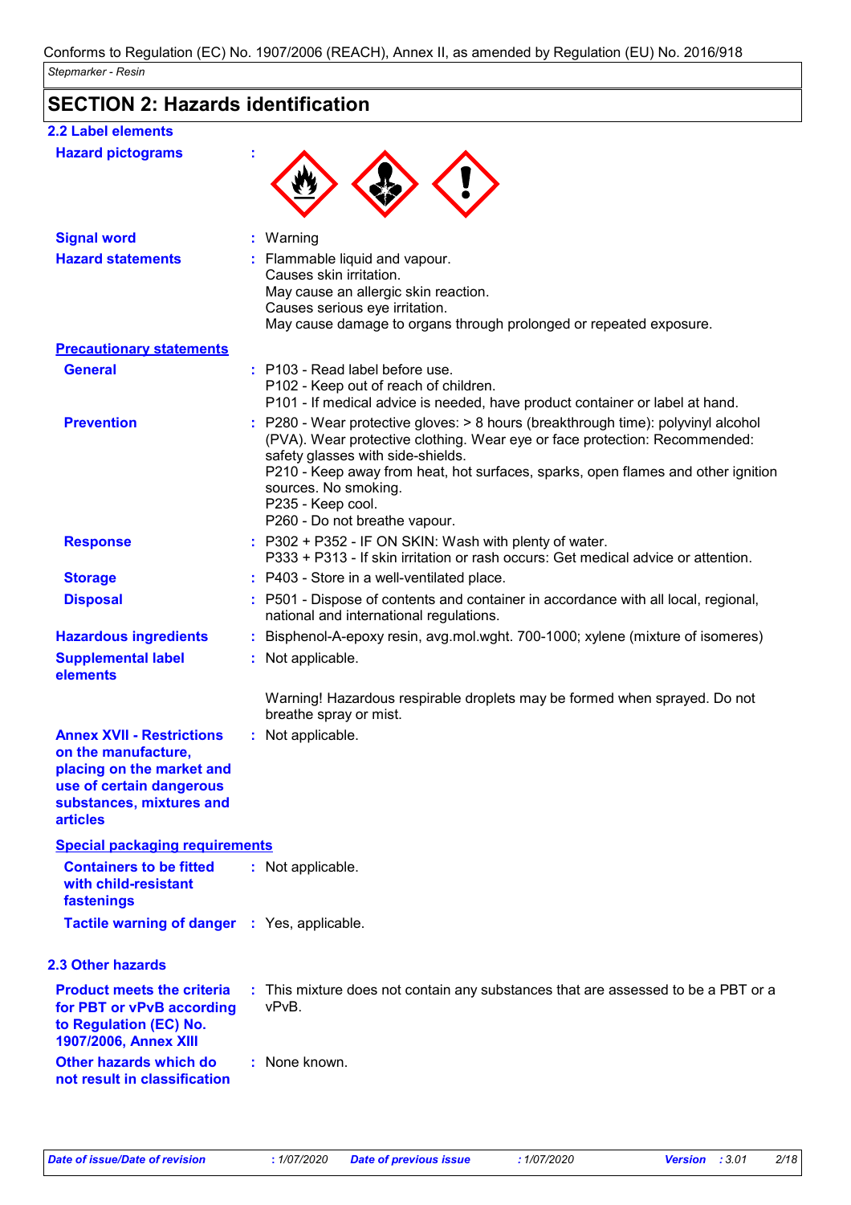Conforms to Regulation (EC) No. 1907/2006 (REACH), Annex II, as amended by Regulation (EU) No. 2016/918

*Stepmarker - Resin*

## SECTION 2: Hazards identification

### 2.2 Label elements

**Hazard pictograms** :

**Signal word** : Warning

**Hazard statements** : Flammable liquid and vapour.
Causes skin irritation.
May cause an allergic skin reaction.
Causes serious eye irritation.
May cause damage to organs through prolonged or repeated exposure.

**Precautionary statements**

**General** : P103 - Read label before use.
P102 - Keep out of reach of children.
P101 - If medical advice is needed, have product container or label at hand.

**Prevention** : P280 - Wear protective gloves: > 8 hours (breakthrough time): polyvinyl alcohol (PVA). Wear protective clothing. Wear eye or face protection: Recommended: safety glasses with side-shields.
P210 - Keep away from heat, hot surfaces, sparks, open flames and other ignition sources. No smoking.
P235 - Keep cool.
P260 - Do not breathe vapour.

**Response** : P302 + P352 - IF ON SKIN: Wash with plenty of water.
P333 + P313 - If skin irritation or rash occurs: Get medical advice or attention.

**Storage** : P403 - Store in a well-ventilated place.

**Disposal** : P501 - Dispose of contents and container in accordance with all local, regional, national and international regulations.

**Hazardous ingredients** : Bisphenol-A-epoxy resin, avg.mol.wght. 700-1000; xylene (mixture of isomeres)

**Supplemental label elements** : Not applicable.

Warning! Hazardous respirable droplets may be formed when sprayed. Do not breathe spray or mist.

**Annex XVII - Restrictions on the manufacture, placing on the market and use of certain dangerous substances, mixtures and articles** : Not applicable.

**Special packaging requirements**

**Containers to be fitted with child-resistant fastenings** : Not applicable.

**Tactile warning of danger** : Yes, applicable.

### 2.3 Other hazards

**Product meets the criteria for PBT or vPvB according to Regulation (EC) No. 1907/2006, Annex XIII** : This mixture does not contain any substances that are assessed to be a PBT or a vPvB.

**Other hazards which do not result in classification** : None known.

| *Date of issue/Date of revision* | : 1/07/2020 | *Date of previous issue* | : 1/07/2020 | *Version* | : 3.01 |
|---|---|---|---|---|---|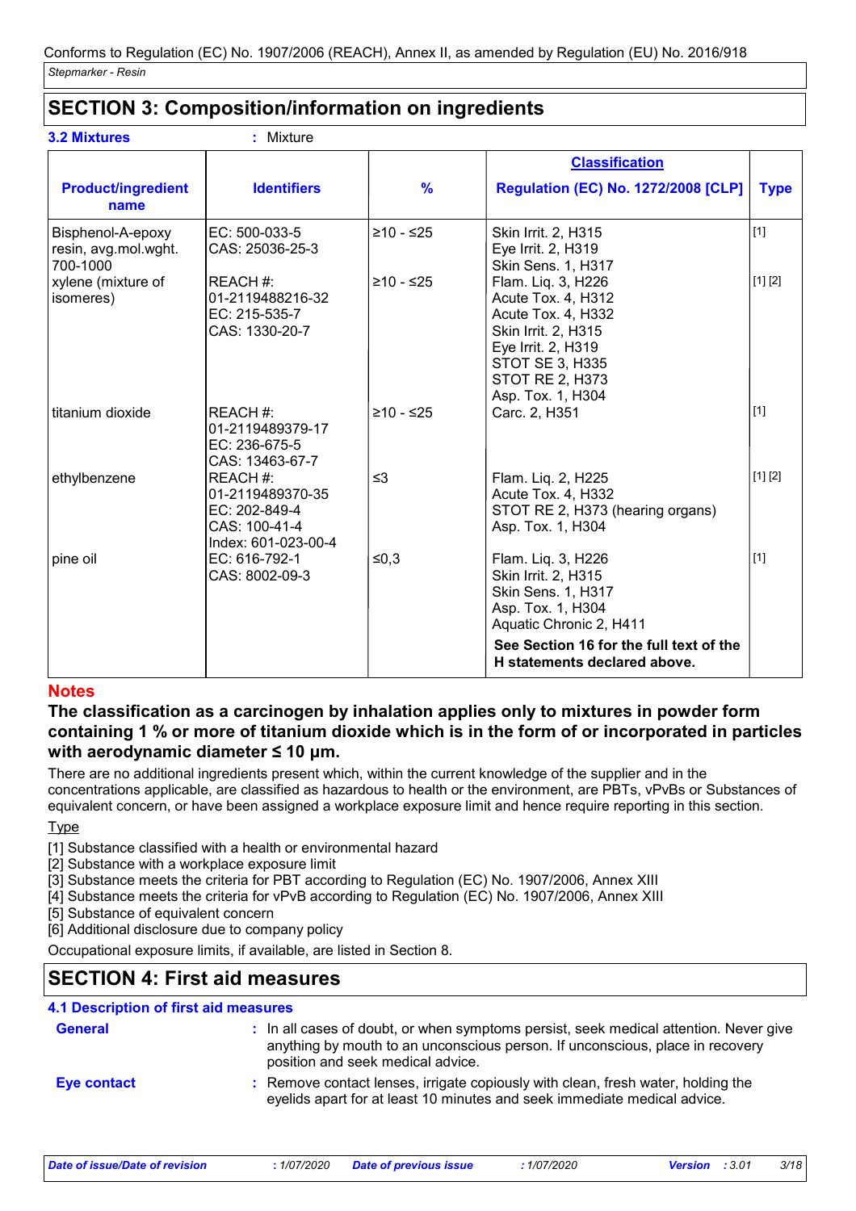## SECTION 3: Composition/information on ingredients

**3.2 Mixtures** : Mixture

| Product/ingredient name | Identifiers | % | Classification Regulation (EC) No. 1272/2008 [CLP] | Type |
|---|---|---|---|---|
| Bisphenol-A-epoxy resin, avg.mol.wght. 700-1000 | EC: 500-033-5<br>CAS: 25036-25-3 | ≥10 - ≤25 | Skin Irrit. 2, H315<br>Eye Irrit. 2, H319<br>Skin Sens. 1, H317 | [1] |
| xylene (mixture of isomeres) | REACH #: 01-2119488216-32<br>EC: 215-535-7<br>CAS: 1330-20-7 | ≥10 - ≤25 | Flam. Liq. 3, H226<br>Acute Tox. 4, H312<br>Acute Tox. 4, H332<br>Skin Irrit. 2, H315<br>Eye Irrit. 2, H319<br>STOT SE 3, H335<br>STOT RE 2, H373<br>Asp. Tox. 1, H304 | [1] [2] |
| titanium dioxide | REACH #: 01-2119489379-17<br>EC: 236-675-5<br>CAS: 13463-67-7 | ≥10 - ≤25 | Carc. 2, H351 | [1] |
| ethylbenzene | REACH #: 01-2119489370-35<br>EC: 202-849-4<br>CAS: 100-41-4<br>Index: 601-023-00-4 | ≤3 | Flam. Liq. 2, H225<br>Acute Tox. 4, H332<br>STOT RE 2, H373 (hearing organs)<br>Asp. Tox. 1, H304 | [1] [2] |
| pine oil | EC: 616-792-1<br>CAS: 8002-09-3 | ≤0,3 | Flam. Liq. 3, H226<br>Skin Irrit. 2, H315<br>Skin Sens. 1, H317<br>Asp. Tox. 1, H304<br>Aquatic Chronic 2, H411 | [1] |
| | | | **See Section 16 for the full text of the H statements declared above.** | |

**Notes**

**The classification as a carcinogen by inhalation applies only to mixtures in powder form containing 1 % or more of titanium dioxide which is in the form of or incorporated in particles with aerodynamic diameter ≤ 10 μm.**

There are no additional ingredients present which, within the current knowledge of the supplier and in the concentrations applicable, are classified as hazardous to health or the environment, are PBTs, vPvBs or Substances of equivalent concern, or have been assigned a workplace exposure limit and hence require reporting in this section.

Type

[1] Substance classified with a health or environmental hazard
[2] Substance with a workplace exposure limit
[3] Substance meets the criteria for PBT according to Regulation (EC) No. 1907/2006, Annex XIII
[4] Substance meets the criteria for vPvB according to Regulation (EC) No. 1907/2006, Annex XIII
[5] Substance of equivalent concern
[6] Additional disclosure due to company policy

Occupational exposure limits, if available, are listed in Section 8.

## SECTION 4: First aid measures

### 4.1 Description of first aid measures

**General** : In all cases of doubt, or when symptoms persist, seek medical attention. Never give anything by mouth to an unconscious person. If unconscious, place in recovery position and seek medical advice.

**Eye contact** : Remove contact lenses, irrigate copiously with clean, fresh water, holding the eyelids apart for at least 10 minutes and seek immediate medical advice.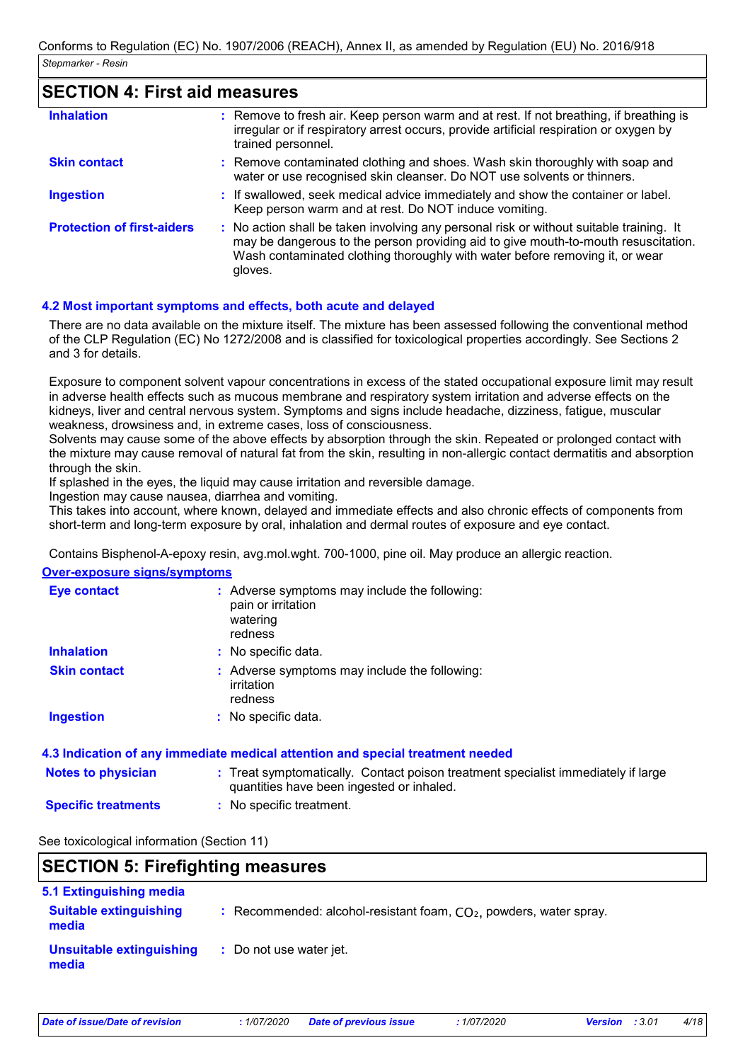## SECTION 4: First aid measures

| | | |
|---|---|---|
| **Inhalation** | : | Remove to fresh air. Keep person warm and at rest. If not breathing, if breathing is irregular or if respiratory arrest occurs, provide artificial respiration or oxygen by trained personnel. |
| **Skin contact** | : | Remove contaminated clothing and shoes. Wash skin thoroughly with soap and water or use recognised skin cleanser. Do NOT use solvents or thinners. |
| **Ingestion** | : | If swallowed, seek medical advice immediately and show the container or label. Keep person warm and at rest. Do NOT induce vomiting. |
| **Protection of first-aiders** | : | No action shall be taken involving any personal risk or without suitable training. It may be dangerous to the person providing aid to give mouth-to-mouth resuscitation. Wash contaminated clothing thoroughly with water before removing it, or wear gloves. |

### 4.2 Most important symptoms and effects, both acute and delayed

There are no data available on the mixture itself. The mixture has been assessed following the conventional method of the CLP Regulation (EC) No 1272/2008 and is classified for toxicological properties accordingly. See Sections 2 and 3 for details.

Exposure to component solvent vapour concentrations in excess of the stated occupational exposure limit may result in adverse health effects such as mucous membrane and respiratory system irritation and adverse effects on the kidneys, liver and central nervous system. Symptoms and signs include headache, dizziness, fatigue, muscular weakness, drowsiness and, in extreme cases, loss of consciousness.
Solvents may cause some of the above effects by absorption through the skin. Repeated or prolonged contact with the mixture may cause removal of natural fat from the skin, resulting in non-allergic contact dermatitis and absorption through the skin.
If splashed in the eyes, the liquid may cause irritation and reversible damage.
Ingestion may cause nausea, diarrhea and vomiting.
This takes into account, where known, delayed and immediate effects and also chronic effects of components from short-term and long-term exposure by oral, inhalation and dermal routes of exposure and eye contact.

Contains Bisphenol-A-epoxy resin, avg.mol.wght. 700-1000, pine oil. May produce an allergic reaction.

**Over-exposure signs/symptoms**

| | | |
|---|---|---|
| **Eye contact** | : | Adverse symptoms may include the following:<br>pain or irritation<br>watering<br>redness |
| **Inhalation** | : | No specific data. |
| **Skin contact** | : | Adverse symptoms may include the following:<br>irritation<br>redness |
| **Ingestion** | : | No specific data. |

### 4.3 Indication of any immediate medical attention and special treatment needed

| | | |
|---|---|---|
| **Notes to physician** | : | Treat symptomatically. Contact poison treatment specialist immediately if large quantities have been ingested or inhaled. |
| **Specific treatments** | : | No specific treatment. |

See toxicological information (Section 11)

## SECTION 5: Firefighting measures

### 5.1 Extinguishing media

| | | |
|---|---|---|
| **Suitable extinguishing media** | : | Recommended: alcohol-resistant foam, $CO_2$, powders, water spray. |
| **Unsuitable extinguishing media** | : | Do not use water jet. |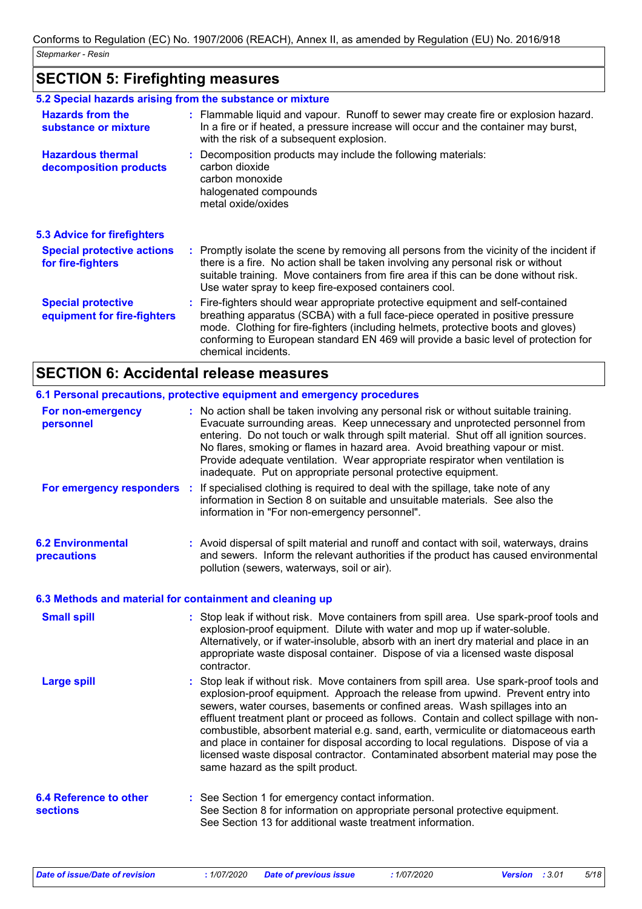## SECTION 5: Firefighting measures

### 5.2 Special hazards arising from the substance or mixture

**Hazards from the substance or mixture** : Flammable liquid and vapour. Runoff to sewer may create fire or explosion hazard. In a fire or if heated, a pressure increase will occur and the container may burst, with the risk of a subsequent explosion.

**Hazardous thermal decomposition products** : Decomposition products may include the following materials:
carbon dioxide
carbon monoxide
halogenated compounds
metal oxide/oxides

### 5.3 Advice for firefighters

**Special protective actions for fire-fighters** : Promptly isolate the scene by removing all persons from the vicinity of the incident if there is a fire. No action shall be taken involving any personal risk or without suitable training. Move containers from fire area if this can be done without risk. Use water spray to keep fire-exposed containers cool.

**Special protective equipment for fire-fighters** : Fire-fighters should wear appropriate protective equipment and self-contained breathing apparatus (SCBA) with a full face-piece operated in positive pressure mode. Clothing for fire-fighters (including helmets, protective boots and gloves) conforming to European standard EN 469 will provide a basic level of protection for chemical incidents.

## SECTION 6: Accidental release measures

### 6.1 Personal precautions, protective equipment and emergency procedures

**For non-emergency personnel** : No action shall be taken involving any personal risk or without suitable training. Evacuate surrounding areas. Keep unnecessary and unprotected personnel from entering. Do not touch or walk through spilt material. Shut off all ignition sources. No flares, smoking or flames in hazard area. Avoid breathing vapour or mist. Provide adequate ventilation. Wear appropriate respirator when ventilation is inadequate. Put on appropriate personal protective equipment.

**For emergency responders** : If specialised clothing is required to deal with the spillage, take note of any information in Section 8 on suitable and unsuitable materials. See also the information in "For non-emergency personnel".

### 6.2 Environmental precautions

: Avoid dispersal of spilt material and runoff and contact with soil, waterways, drains and sewers. Inform the relevant authorities if the product has caused environmental pollution (sewers, waterways, soil or air).

### 6.3 Methods and material for containment and cleaning up

**Small spill** : Stop leak if without risk. Move containers from spill area. Use spark-proof tools and explosion-proof equipment. Dilute with water and mop up if water-soluble. Alternatively, or if water-insoluble, absorb with an inert dry material and place in an appropriate waste disposal container. Dispose of via a licensed waste disposal contractor.

**Large spill** : Stop leak if without risk. Move containers from spill area. Use spark-proof tools and explosion-proof equipment. Approach the release from upwind. Prevent entry into sewers, water courses, basements or confined areas. Wash spillages into an effluent treatment plant or proceed as follows. Contain and collect spillage with non-combustible, absorbent material e.g. sand, earth, vermiculite or diatomaceous earth and place in container for disposal according to local regulations. Dispose of via a licensed waste disposal contractor. Contaminated absorbent material may pose the same hazard as the spilt product.

### 6.4 Reference to other sections

: See Section 1 for emergency contact information.
See Section 8 for information on appropriate personal protective equipment.
See Section 13 for additional waste treatment information.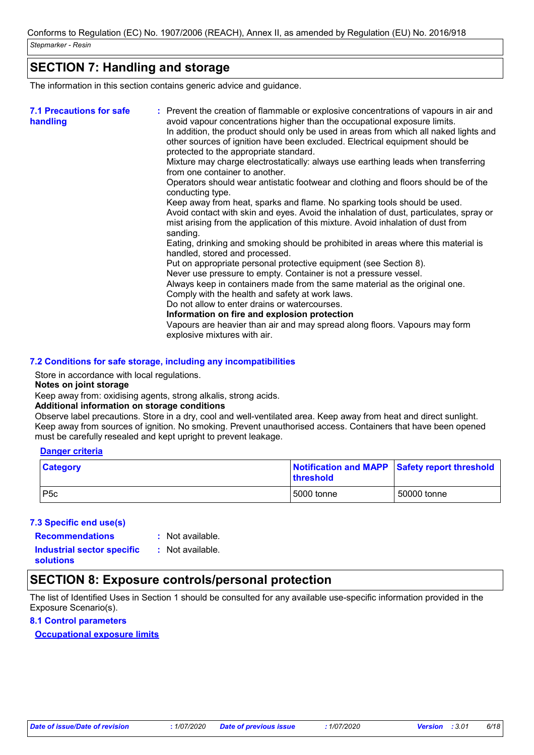## SECTION 7: Handling and storage

The information in this section contains generic advice and guidance.

**7.1 Precautions for safe handling** : Prevent the creation of flammable or explosive concentrations of vapours in air and avoid vapour concentrations higher than the occupational exposure limits.
In addition, the product should only be used in areas from which all naked lights and other sources of ignition have been excluded. Electrical equipment should be protected to the appropriate standard.
Mixture may charge electrostatically: always use earthing leads when transferring from one container to another.
Operators should wear antistatic footwear and clothing and floors should be of the conducting type.
Keep away from heat, sparks and flame. No sparking tools should be used.
Avoid contact with skin and eyes. Avoid the inhalation of dust, particulates, spray or mist arising from the application of this mixture. Avoid inhalation of dust from sanding.
Eating, drinking and smoking should be prohibited in areas where this material is handled, stored and processed.
Put on appropriate personal protective equipment (see Section 8).
Never use pressure to empty. Container is not a pressure vessel.
Always keep in containers made from the same material as the original one.
Comply with the health and safety at work laws.
Do not allow to enter drains or watercourses.
**Information on fire and explosion protection**
Vapours are heavier than air and may spread along floors. Vapours may form explosive mixtures with air.

### 7.2 Conditions for safe storage, including any incompatibilities

Store in accordance with local regulations.

**Notes on joint storage**

Keep away from: oxidising agents, strong alkalis, strong acids.

**Additional information on storage conditions**

Observe label precautions. Store in a dry, cool and well-ventilated area. Keep away from heat and direct sunlight. Keep away from sources of ignition. No smoking. Prevent unauthorised access. Containers that have been opened must be carefully resealed and kept upright to prevent leakage.

**Danger criteria**

| Category | Notification and MAPP threshold | Safety report threshold |
|---|---|---|
| P5c | 5000 tonne | 50000 tonne |

### 7.3 Specific end use(s)

**Recommendations** : Not available.

**Industrial sector specific solutions** : Not available.

## SECTION 8: Exposure controls/personal protection

The list of Identified Uses in Section 1 should be consulted for any available use-specific information provided in the Exposure Scenario(s).

### 8.1 Control parameters

**Occupational exposure limits**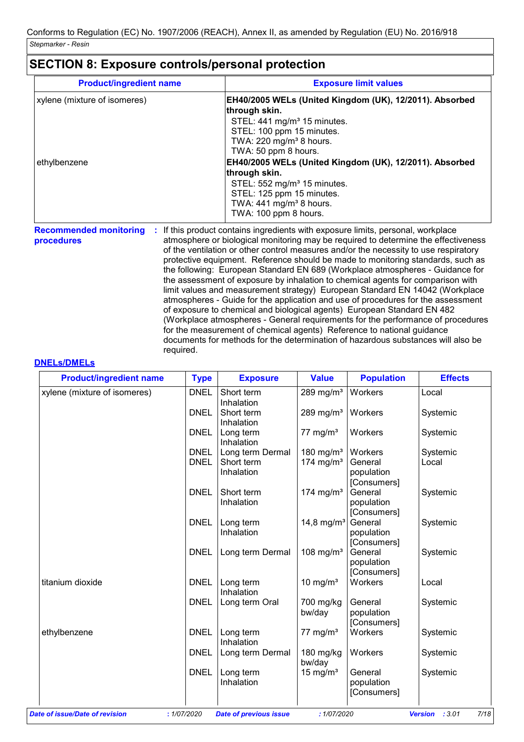## SECTION 8: Exposure controls/personal protection

| Product/ingredient name | Exposure limit values |
|---|---|
| xylene (mixture of isomeres) | **EH40/2005 WELs (United Kingdom (UK), 12/2011). Absorbed through skin.** STEL: 441 mg/m³ 15 minutes. STEL: 100 ppm 15 minutes. TWA: 220 mg/m³ 8 hours. TWA: 50 ppm 8 hours. |
| ethylbenzene | **EH40/2005 WELs (United Kingdom (UK), 12/2011). Absorbed through skin.** STEL: 552 mg/m³ 15 minutes. STEL: 125 ppm 15 minutes. TWA: 441 mg/m³ 8 hours. TWA: 100 ppm 8 hours. |

**Recommended monitoring procedures** : If this product contains ingredients with exposure limits, personal, workplace atmosphere or biological monitoring may be required to determine the effectiveness of the ventilation or other control measures and/or the necessity to use respiratory protective equipment. Reference should be made to monitoring standards, such as the following: European Standard EN 689 (Workplace atmospheres - Guidance for the assessment of exposure by inhalation to chemical agents for comparison with limit values and measurement strategy) European Standard EN 14042 (Workplace atmospheres - Guide for the application and use of procedures for the assessment of exposure to chemical and biological agents) European Standard EN 482 (Workplace atmospheres - General requirements for the performance of procedures for the measurement of chemical agents) Reference to national guidance documents for methods for the determination of hazardous substances will also be required.

### DNELs/DMELs

| Product/ingredient name | Type | Exposure | Value | Population | Effects |
|---|---|---|---|---|---|
| xylene (mixture of isomeres) | DNEL | Short term Inhalation | 289 mg/m³ | Workers | Local |
| | DNEL | Short term Inhalation | 289 mg/m³ | Workers | Systemic |
| | DNEL | Long term Inhalation | 77 mg/m³ | Workers | Systemic |
| | DNEL | Long term Dermal | 180 mg/m³ | Workers | Systemic |
| | DNEL | Short term Inhalation | 174 mg/m³ | General population [Consumers] | Local |
| | DNEL | Short term Inhalation | 174 mg/m³ | General population [Consumers] | Systemic |
| | DNEL | Long term Inhalation | 14,8 mg/m³ | General population [Consumers] | Systemic |
| | DNEL | Long term Dermal | 108 mg/m³ | General population [Consumers] | Systemic |
| titanium dioxide | DNEL | Long term Inhalation | 10 mg/m³ | Workers | Local |
| | DNEL | Long term Oral | 700 mg/kg bw/day | General population [Consumers] | Systemic |
| ethylbenzene | DNEL | Long term Inhalation | 77 mg/m³ | Workers | Systemic |
| | DNEL | Long term Dermal | 180 mg/kg bw/day | Workers | Systemic |
| | DNEL | Long term Inhalation | 15 mg/m³ | General population [Consumers] | Systemic |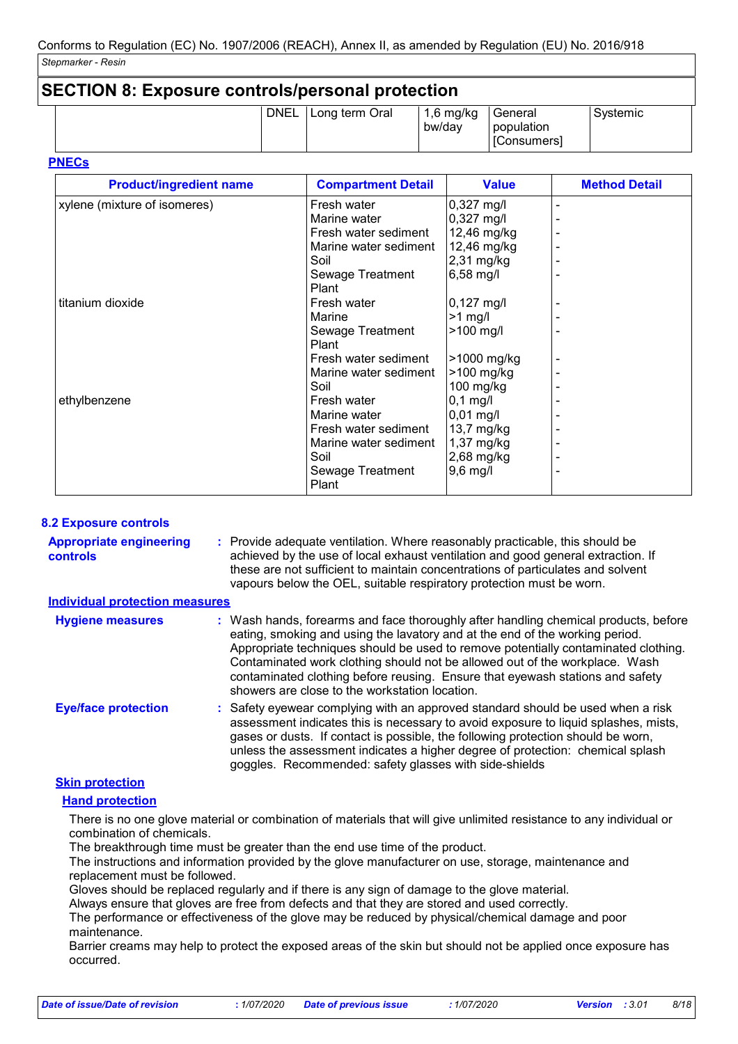## SECTION 8: Exposure controls/personal protection

| | | | | | |
|---|---|---|---|---|---|
| | DNEL | Long term Oral | 1,6 mg/kg bw/day | General population [Consumers] | Systemic |

**PNECs**

| Product/ingredient name | Compartment Detail | Value | Method Detail |
|---|---|---|---|
| xylene (mixture of isomeres) | Fresh water | 0,327 mg/l | - |
| | Marine water | 0,327 mg/l | - |
| | Fresh water sediment | 12,46 mg/kg | - |
| | Marine water sediment | 12,46 mg/kg | - |
| | Soil | 2,31 mg/kg | - |
| | Sewage Treatment Plant | 6,58 mg/l | - |
| titanium dioxide | Fresh water | 0,127 mg/l | - |
| | Marine | >1 mg/l | - |
| | Sewage Treatment Plant | >100 mg/l | - |
| | Fresh water sediment | >1000 mg/kg | - |
| | Marine water sediment | >100 mg/kg | - |
| | Soil | 100 mg/kg | - |
| ethylbenzene | Fresh water | 0,1 mg/l | - |
| | Marine water | 0,01 mg/l | - |
| | Fresh water sediment | 13,7 mg/kg | - |
| | Marine water sediment | 1,37 mg/kg | - |
| | Soil | 2,68 mg/kg | - |
| | Sewage Treatment Plant | 9,6 mg/l | - |

### 8.2 Exposure controls

**Appropriate engineering controls** : Provide adequate ventilation. Where reasonably practicable, this should be achieved by the use of local exhaust ventilation and good general extraction. If these are not sufficient to maintain concentrations of particulates and solvent vapours below the OEL, suitable respiratory protection must be worn.

**Individual protection measures**

**Hygiene measures** : Wash hands, forearms and face thoroughly after handling chemical products, before eating, smoking and using the lavatory and at the end of the working period. Appropriate techniques should be used to remove potentially contaminated clothing. Contaminated work clothing should not be allowed out of the workplace. Wash contaminated clothing before reusing. Ensure that eyewash stations and safety showers are close to the workstation location.

**Eye/face protection** : Safety eyewear complying with an approved standard should be used when a risk assessment indicates this is necessary to avoid exposure to liquid splashes, mists, gases or dusts. If contact is possible, the following protection should be worn, unless the assessment indicates a higher degree of protection: chemical splash goggles. Recommended: safety glasses with side-shields

**Skin protection**

**Hand protection**

There is no one glove material or combination of materials that will give unlimited resistance to any individual or combination of chemicals.
The breakthrough time must be greater than the end use time of the product.
The instructions and information provided by the glove manufacturer on use, storage, maintenance and replacement must be followed.
Gloves should be replaced regularly and if there is any sign of damage to the glove material.
Always ensure that gloves are free from defects and that they are stored and used correctly.
The performance or effectiveness of the glove may be reduced by physical/chemical damage and poor maintenance.
Barrier creams may help to protect the exposed areas of the skin but should not be applied once exposure has occurred.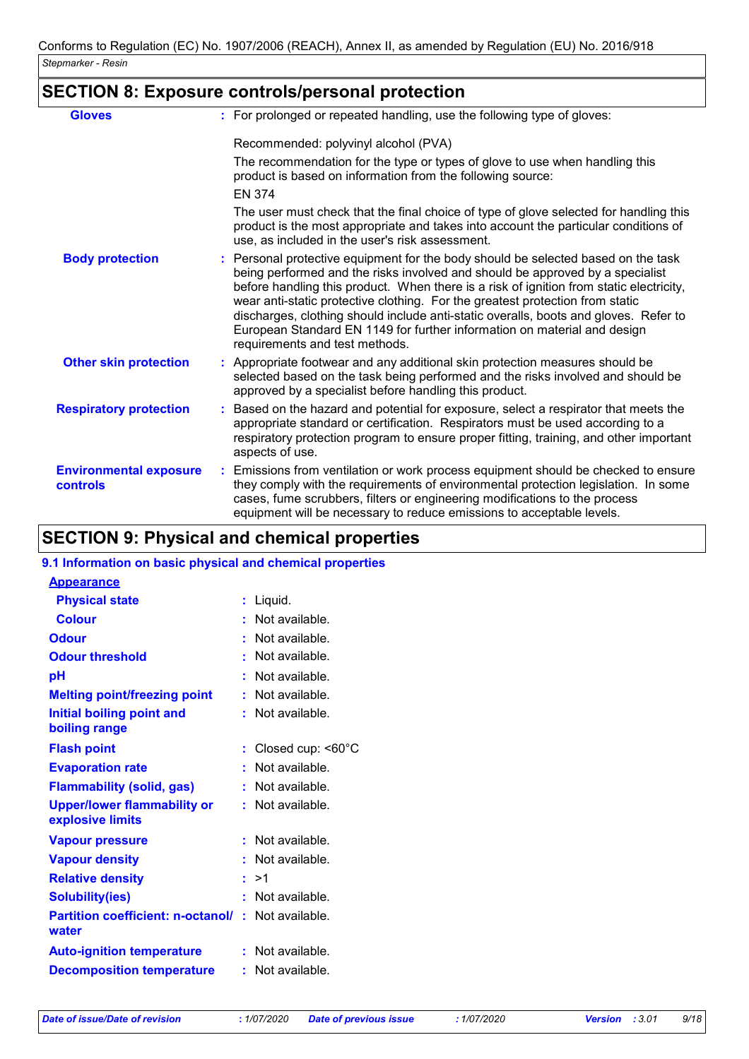## SECTION 8: Exposure controls/personal protection

| | |
|---|---|
| **Gloves** | For prolonged or repeated handling, use the following type of gloves:<br><br>Recommended: polyvinyl alcohol (PVA)<br>The recommendation for the type or types of glove to use when handling this product is based on information from the following source:<br>EN 374<br>The user must check that the final choice of type of glove selected for handling this product is the most appropriate and takes into account the particular conditions of use, as included in the user's risk assessment. |
| **Body protection** | Personal protective equipment for the body should be selected based on the task being performed and the risks involved and should be approved by a specialist before handling this product. When there is a risk of ignition from static electricity, wear anti-static protective clothing. For the greatest protection from static discharges, clothing should include anti-static overalls, boots and gloves. Refer to European Standard EN 1149 for further information on material and design requirements and test methods. |
| **Other skin protection** | Appropriate footwear and any additional skin protection measures should be selected based on the task being performed and the risks involved and should be approved by a specialist before handling this product. |
| **Respiratory protection** | Based on the hazard and potential for exposure, select a respirator that meets the appropriate standard or certification. Respirators must be used according to a respiratory protection program to ensure proper fitting, training, and other important aspects of use. |
| **Environmental exposure controls** | Emissions from ventilation or work process equipment should be checked to ensure they comply with the requirements of environmental protection legislation. In some cases, fume scrubbers, filters or engineering modifications to the process equipment will be necessary to reduce emissions to acceptable levels. |

## SECTION 9: Physical and chemical properties

### 9.1 Information on basic physical and chemical properties

**Appearance**

| | |
|---|---|
| **Physical state** | Liquid. |
| **Colour** | Not available. |
| **Odour** | Not available. |
| **Odour threshold** | Not available. |
| **pH** | Not available. |
| **Melting point/freezing point** | Not available. |
| **Initial boiling point and boiling range** | Not available. |
| **Flash point** | Closed cup: <60°C |
| **Evaporation rate** | Not available. |
| **Flammability (solid, gas)** | Not available. |
| **Upper/lower flammability or explosive limits** | Not available. |
| **Vapour pressure** | Not available. |
| **Vapour density** | Not available. |
| **Relative density** | >1 |
| **Solubility(ies)** | Not available. |
| **Partition coefficient: n-octanol/ water** | Not available. |
| **Auto-ignition temperature** | Not available. |
| **Decomposition temperature** | Not available. |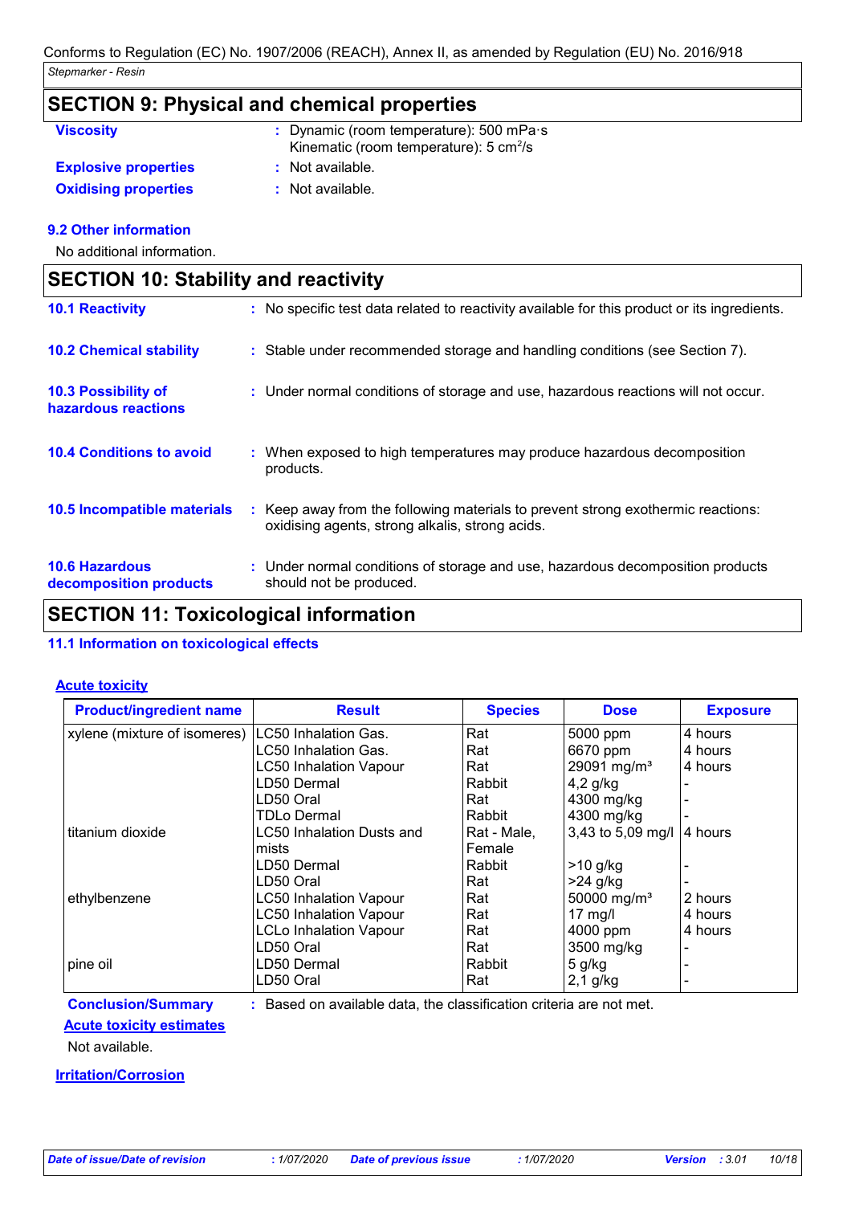## SECTION 9: Physical and chemical properties

**Viscosity** : Dynamic (room temperature): 500 mPa·s
Kinematic (room temperature): 5 $cm^2/s$

**Explosive properties** : Not available.

**Oxidising properties** : Not available.

### 9.2 Other information

No additional information.

## SECTION 10: Stability and reactivity

**10.1 Reactivity** : No specific test data related to reactivity available for this product or its ingredients.

**10.2 Chemical stability** : Stable under recommended storage and handling conditions (see Section 7).

**10.3 Possibility of hazardous reactions** : Under normal conditions of storage and use, hazardous reactions will not occur.

**10.4 Conditions to avoid** : When exposed to high temperatures may produce hazardous decomposition products.

**10.5 Incompatible materials** : Keep away from the following materials to prevent strong exothermic reactions: oxidising agents, strong alkalis, strong acids.

**10.6 Hazardous decomposition products** : Under normal conditions of storage and use, hazardous decomposition products should not be produced.

## SECTION 11: Toxicological information

### 11.1 Information on toxicological effects

**Acute toxicity**

| Product/ingredient name | Result | Species | Dose | Exposure |
|---|---|---|---|---|
| xylene (mixture of isomeres) | LC50 Inhalation Gas. | Rat | 5000 ppm | 4 hours |
| | LC50 Inhalation Gas. | Rat | 6670 ppm | 4 hours |
| | LC50 Inhalation Vapour | Rat | 29091 mg/m³ | 4 hours |
| | LD50 Dermal | Rabbit | 4,2 g/kg | - |
| | LD50 Oral | Rat | 4300 mg/kg | - |
| | TDLo Dermal | Rabbit | 4300 mg/kg | - |
| titanium dioxide | LC50 Inhalation Dusts and mists | Rat - Male, Female | 3,43 to 5,09 mg/l | 4 hours |
| | LD50 Dermal | Rabbit | >10 g/kg | - |
| | LD50 Oral | Rat | >24 g/kg | - |
| ethylbenzene | LC50 Inhalation Vapour | Rat | 50000 mg/m³ | 2 hours |
| | LC50 Inhalation Vapour | Rat | 17 mg/l | 4 hours |
| | LCLo Inhalation Vapour | Rat | 4000 ppm | 4 hours |
| | LD50 Oral | Rat | 3500 mg/kg | - |
| pine oil | LD50 Dermal | Rabbit | 5 g/kg | - |
| | LD50 Oral | Rat | 2,1 g/kg | - |

**Conclusion/Summary** : Based on available data, the classification criteria are not met.

**Acute toxicity estimates**

Not available.

**Irritation/Corrosion**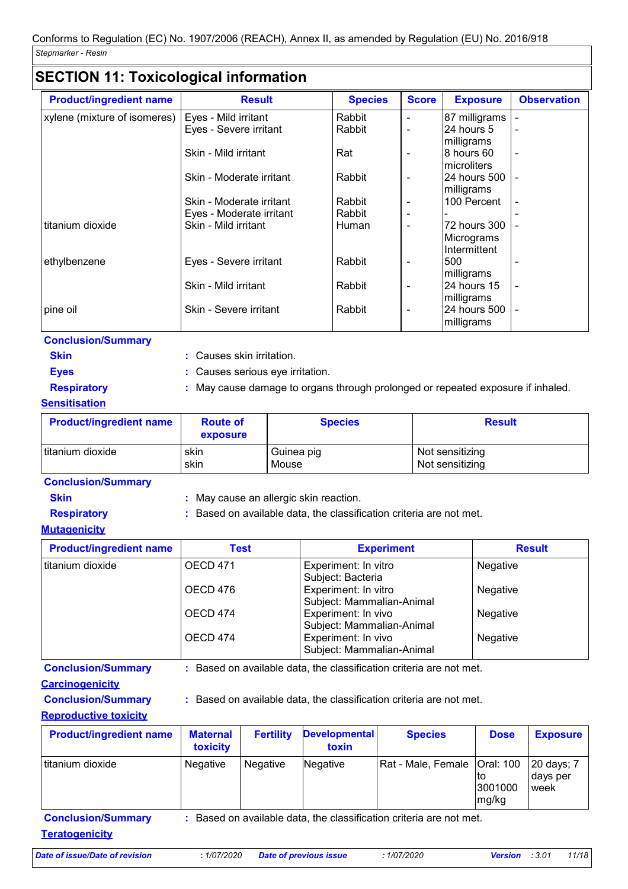Conforms to Regulation (EC) No. 1907/2006 (REACH), Annex II, as amended by Regulation (EU) No. 2016/918

*Stepmarker - Resin*

## SECTION 11: Toxicological information

| Product/ingredient name | Result | Species | Score | Exposure | Observation |
|---|---|---|---|---|---|
| xylene (mixture of isomeres) | Eyes - Mild irritant | Rabbit | - | 87 milligrams | - |
| | Eyes - Severe irritant | Rabbit | - | 24 hours 5 milligrams | - |
| | Skin - Mild irritant | Rat | - | 8 hours 60 microliters | - |
| | Skin - Moderate irritant | Rabbit | - | 24 hours 500 milligrams | - |
| | Skin - Moderate irritant | Rabbit | - | 100 Percent | - |
| | Eyes - Moderate irritant | Rabbit | - | - | - |
| titanium dioxide | Skin - Mild irritant | Human | - | 72 hours 300 Micrograms Intermittent | - |
| ethylbenzene | Eyes - Severe irritant | Rabbit | - | 500 milligrams | - |
| | Skin - Mild irritant | Rabbit | - | 24 hours 15 milligrams | - |
| pine oil | Skin - Severe irritant | Rabbit | - | 24 hours 500 milligrams | - |

**Conclusion/Summary**

**Skin** : Causes skin irritation.

**Eyes** : Causes serious eye irritation.

**Respiratory** : May cause damage to organs through prolonged or repeated exposure if inhaled.

**Sensitisation**

| Product/ingredient name | Route of exposure | Species | Result |
|---|---|---|---|
| titanium dioxide | skin | Guinea pig | Not sensitizing |
| | skin | Mouse | Not sensitizing |

**Conclusion/Summary**

**Skin** : May cause an allergic skin reaction.

**Respiratory** : Based on available data, the classification criteria are not met.

**Mutagenicity**

| Product/ingredient name | Test | Experiment | Result |
|---|---|---|---|
| titanium dioxide | OECD 471 | Experiment: In vitro Subject: Bacteria | Negative |
| | OECD 476 | Experiment: In vitro Subject: Mammalian-Animal | Negative |
| | OECD 474 | Experiment: In vivo Subject: Mammalian-Animal | Negative |
| | OECD 474 | Experiment: In vivo Subject: Mammalian-Animal | Negative |

**Conclusion/Summary** : Based on available data, the classification criteria are not met.

**Carcinogenicity**

**Conclusion/Summary** : Based on available data, the classification criteria are not met.

**Reproductive toxicity**

| Product/ingredient name | Maternal toxicity | Fertility | Developmental toxin | Species | Dose | Exposure |
|---|---|---|---|---|---|---|
| titanium dioxide | Negative | Negative | Negative | Rat - Male, Female | Oral: 100 to 3001000 mg/kg | 20 days; 7 days per week |

**Conclusion/Summary** : Based on available data, the classification criteria are not met.

**Teratogenicity**

*Date of issue/Date of revision* : 1/07/2020 *Date of previous issue* : 1/07/2020 *Version* : 3.01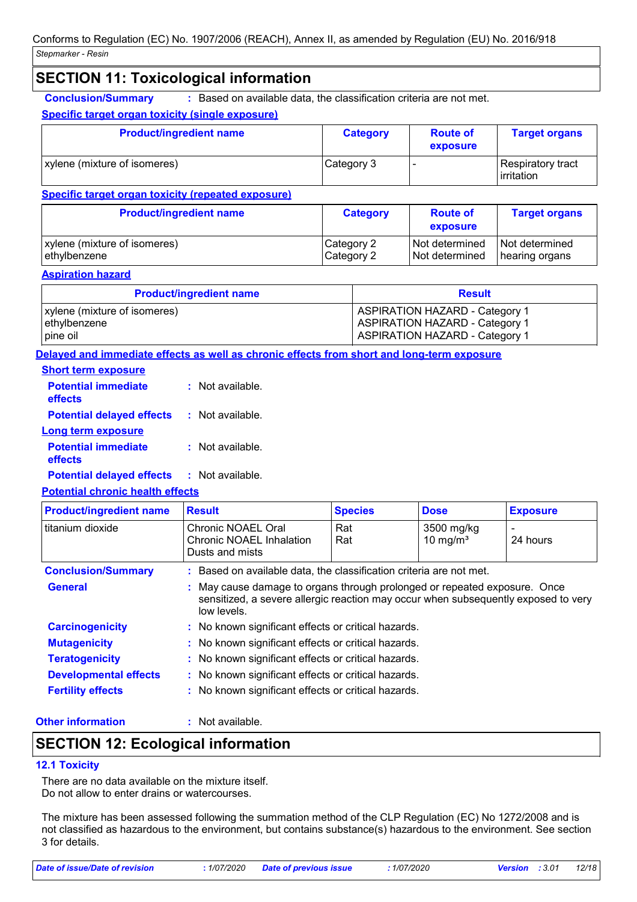## SECTION 11: Toxicological information

**Conclusion/Summary** : Based on available data, the classification criteria are not met.

**Specific target organ toxicity (single exposure)**

| Product/ingredient name | Category | Route of exposure | Target organs |
|---|---|---|---|
| xylene (mixture of isomeres) | Category 3 | - | Respiratory tract irritation |

**Specific target organ toxicity (repeated exposure)**

| Product/ingredient name | Category | Route of exposure | Target organs |
|---|---|---|---|
| xylene (mixture of isomeres) | Category 2 | Not determined | Not determined |
| ethylbenzene | Category 2 | Not determined | hearing organs |

**Aspiration hazard**

| Product/ingredient name | Result |
|---|---|
| xylene (mixture of isomeres) | ASPIRATION HAZARD - Category 1 |
| ethylbenzene | ASPIRATION HAZARD - Category 1 |
| pine oil | ASPIRATION HAZARD - Category 1 |

**Delayed and immediate effects as well as chronic effects from short and long-term exposure**

**Short term exposure**

**Potential immediate effects** : Not available.

**Potential delayed effects** : Not available.

**Long term exposure**

**Potential immediate effects** : Not available.

**Potential delayed effects** : Not available.

**Potential chronic health effects**

| Product/ingredient name | Result | Species | Dose | Exposure |
|---|---|---|---|---|
| titanium dioxide | Chronic NOAEL Oral | Rat | 3500 mg/kg | - |
| | Chronic NOAEL Inhalation Dusts and mists | Rat | 10 mg/m³ | 24 hours |

**Conclusion/Summary** : Based on available data, the classification criteria are not met.

**General** : May cause damage to organs through prolonged or repeated exposure. Once sensitized, a severe allergic reaction may occur when subsequently exposed to very low levels.

**Carcinogenicity** : No known significant effects or critical hazards.

**Mutagenicity** : No known significant effects or critical hazards.

**Teratogenicity** : No known significant effects or critical hazards.

**Developmental effects** : No known significant effects or critical hazards.

**Fertility effects** : No known significant effects or critical hazards.

**Other information** : Not available.

## SECTION 12: Ecological information

### 12.1 Toxicity

There are no data available on the mixture itself.
Do not allow to enter drains or watercourses.

The mixture has been assessed following the summation method of the CLP Regulation (EC) No 1272/2008 and is not classified as hazardous to the environment, but contains substance(s) hazardous to the environment. See section 3 for details.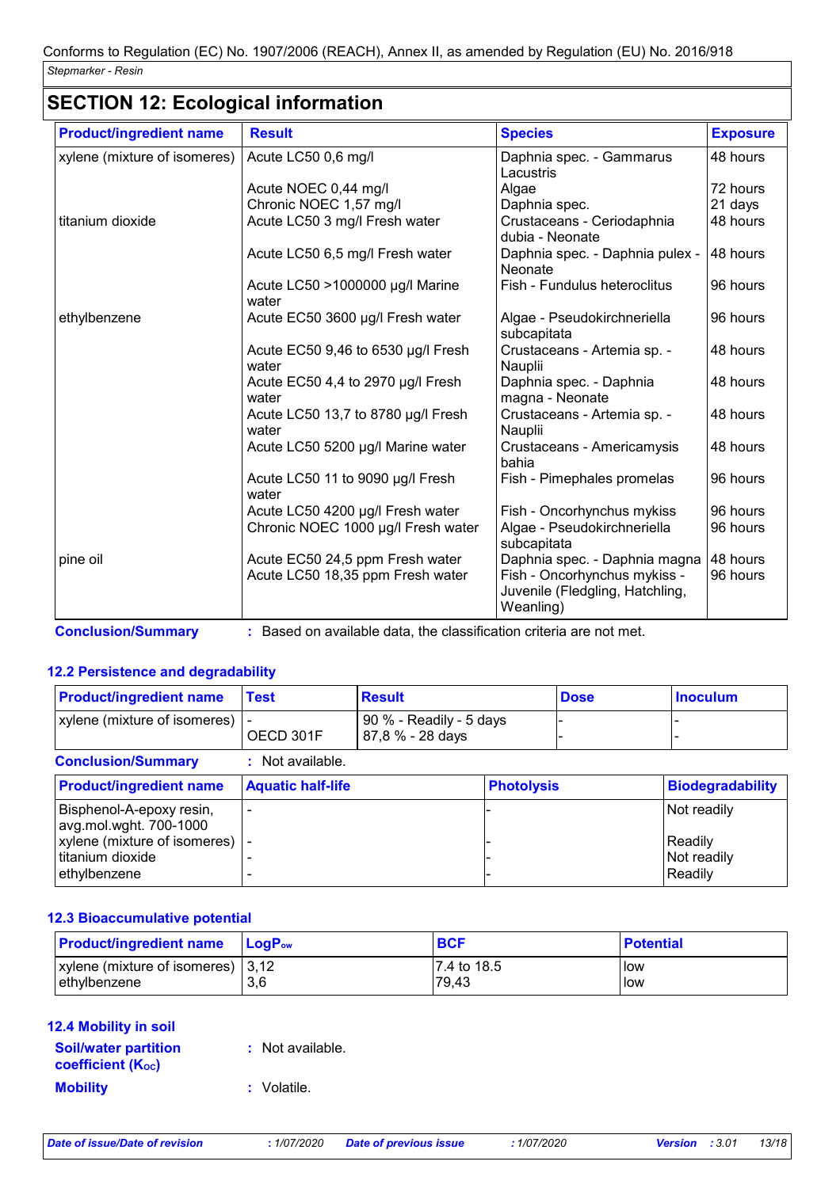## SECTION 12: Ecological information

| Product/ingredient name | Result | Species | Exposure |
|---|---|---|---|
| xylene (mixture of isomeres) | Acute LC50 0,6 mg/l | Daphnia spec. - Gammarus Lacustris | 48 hours |
| | Acute NOEC 0,44 mg/l | Algae | 72 hours |
| | Chronic NOEC 1,57 mg/l | Daphnia spec. | 21 days |
| titanium dioxide | Acute LC50 3 mg/l Fresh water | Crustaceans - Ceriodaphnia dubia - Neonate | 48 hours |
| | Acute LC50 6,5 mg/l Fresh water | Daphnia spec. - Daphnia pulex - Neonate | 48 hours |
| | Acute LC50 >1000000 µg/l Marine water | Fish - Fundulus heteroclitus | 96 hours |
| ethylbenzene | Acute EC50 3600 µg/l Fresh water | Algae - Pseudokirchneriella subcapitata | 96 hours |
| | Acute EC50 9,46 to 6530 µg/l Fresh water | Crustaceans - Artemia sp. - Nauplii | 48 hours |
| | Acute EC50 4,4 to 2970 µg/l Fresh water | Daphnia spec. - Daphnia magna - Neonate | 48 hours |
| | Acute LC50 13,7 to 8780 µg/l Fresh water | Crustaceans - Artemia sp. - Nauplii | 48 hours |
| | Acute LC50 5200 µg/l Marine water | Crustaceans - Americamysis bahia | 48 hours |
| | Acute LC50 11 to 9090 µg/l Fresh water | Fish - Pimephales promelas | 96 hours |
| | Acute LC50 4200 µg/l Fresh water | Fish - Oncorhynchus mykiss | 96 hours |
| | Chronic NOEC 1000 µg/l Fresh water | Algae - Pseudokirchneriella subcapitata | 96 hours |
| pine oil | Acute EC50 24,5 ppm Fresh water | Daphnia spec. - Daphnia magna | 48 hours |
| | Acute LC50 18,35 ppm Fresh water | Fish - Oncorhynchus mykiss - Juvenile (Fledgling, Hatchling, Weanling) | 96 hours |

**Conclusion/Summary** : Based on available data, the classification criteria are not met.

### 12.2 Persistence and degradability

| Product/ingredient name | Test | Result | Dose | Inoculum |
|---|---|---|---|---|
| xylene (mixture of isomeres) | - | 90 % - Readily - 5 days | - | - |
| | OECD 301F | 87,8 % - 28 days | - | - |

**Conclusion/Summary** : Not available.

| Product/ingredient name | Aquatic half-life | Photolysis | Biodegradability |
|---|---|---|---|
| Bisphenol-A-epoxy resin, avg.mol.wght. 700-1000 | - | - | Not readily |
| xylene (mixture of isomeres) | - | - | Readily |
| titanium dioxide | - | - | Not readily |
| ethylbenzene | - | - | Readily |

### 12.3 Bioaccumulative potential

| Product/ingredient name | $LogP_{ow}$ | BCF | Potential |
|---|---|---|---|
| xylene (mixture of isomeres) | 3,12 | 7.4 to 18.5 | low |
| ethylbenzene | 3,6 | 79,43 | low |

### 12.4 Mobility in soil

**Soil/water partition coefficient ($K_{OC}$)** : Not available.

**Mobility** : Volatile.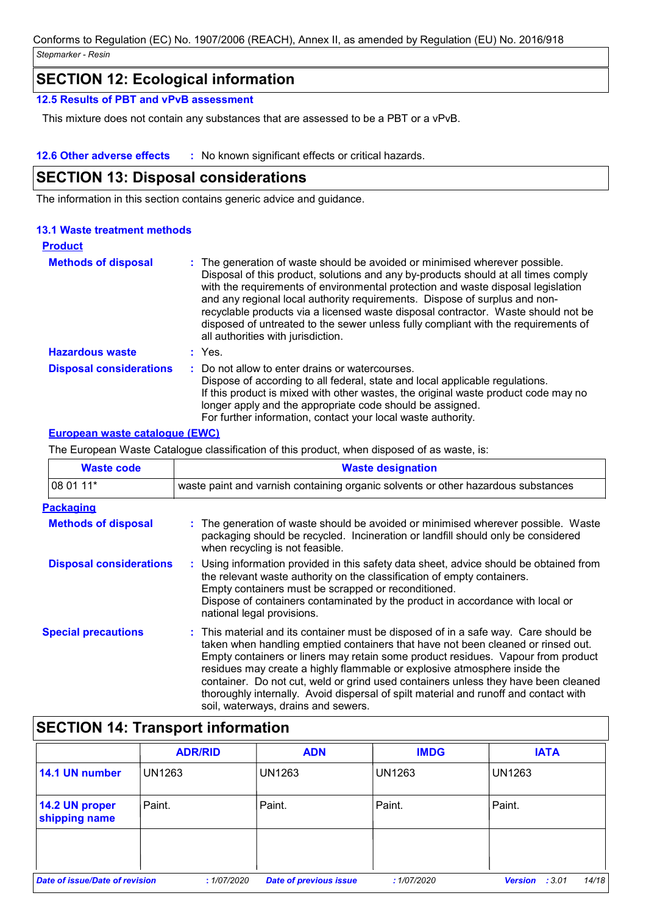## SECTION 12: Ecological information

### 12.5 Results of PBT and vPvB assessment

This mixture does not contain any substances that are assessed to be a PBT or a vPvB.

**12.6 Other adverse effects** : No known significant effects or critical hazards.

## SECTION 13: Disposal considerations

The information in this section contains generic advice and guidance.

### 13.1 Waste treatment methods

**Product**

**Methods of disposal** : The generation of waste should be avoided or minimised wherever possible. Disposal of this product, solutions and any by-products should at all times comply with the requirements of environmental protection and waste disposal legislation and any regional local authority requirements. Dispose of surplus and non-recyclable products via a licensed waste disposal contractor. Waste should not be disposed of untreated to the sewer unless fully compliant with the requirements of all authorities with jurisdiction.

**Hazardous waste** : Yes.

**Disposal considerations** : Do not allow to enter drains or watercourses.
Dispose of according to all federal, state and local applicable regulations.
If this product is mixed with other wastes, the original waste product code may no longer apply and the appropriate code should be assigned.
For further information, contact your local waste authority.

**European waste catalogue (EWC)**

The European Waste Catalogue classification of this product, when disposed of as waste, is:

| Waste code | Waste designation |
|---|---|
| 08 01 11* | waste paint and varnish containing organic solvents or other hazardous substances |

**Packaging**

**Methods of disposal** : The generation of waste should be avoided or minimised wherever possible. Waste packaging should be recycled. Incineration or landfill should only be considered when recycling is not feasible.

**Disposal considerations** : Using information provided in this safety data sheet, advice should be obtained from the relevant waste authority on the classification of empty containers.
Empty containers must be scrapped or reconditioned.
Dispose of containers contaminated by the product in accordance with local or national legal provisions.

**Special precautions** : This material and its container must be disposed of in a safe way. Care should be taken when handling emptied containers that have not been cleaned or rinsed out. Empty containers or liners may retain some product residues. Vapour from product residues may create a highly flammable or explosive atmosphere inside the container. Do not cut, weld or grind used containers unless they have been cleaned thoroughly internally. Avoid dispersal of spilt material and runoff and contact with soil, waterways, drains and sewers.

## SECTION 14: Transport information

| | ADR/RID | ADN | IMDG | IATA |
|---|---|---|---|---|
| **14.1 UN number** | UN1263 | UN1263 | UN1263 | UN1263 |
| **14.2 UN proper shipping name** | Paint. | Paint. | Paint. | Paint. |
| | | | | |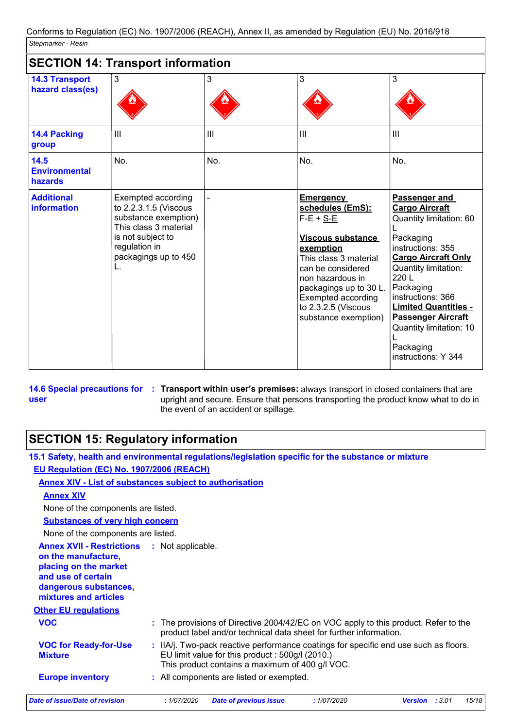Conforms to Regulation (EC) No. 1907/2006 (REACH), Annex II, as amended by Regulation (EU) No. 2016/918

*Stepmarker - Resin*

## SECTION 14: Transport information

| | | | | |
|---|---|---|---|---|
| **14.3 Transport hazard class(es)** | 3 | 3 | 3 | 3 |
| **14.4 Packing group** | III | III | III | III |
| **14.5 Environmental hazards** | No. | No. | No. | No. |
| **Additional information** | Exempted according to 2.2.3.1.5 (Viscous substance exemption) This class 3 material is not subject to regulation in packagings up to 450 L. | - | **Emergency schedules (EmS):** F-E + S-E<br><br>**Viscous substance exemption** This class 3 material can be considered non hazardous in packagings up to 30 L. Exempted according to 2.3.2.5 (Viscous substance exemption) | **Passenger and Cargo Aircraft** Quantity limitation: 60 L Packaging instructions: 355 **Cargo Aircraft Only** Quantity limitation: 220 L Packaging instructions: 366 **Limited Quantities - Passenger Aircraft** Quantity limitation: 10 L Packaging instructions: Y 344 |

**14.6 Special precautions for user** : **Transport within user's premises:** always transport in closed containers that are upright and secure. Ensure that persons transporting the product know what to do in the event of an accident or spillage.

## SECTION 15: Regulatory information

**15.1 Safety, health and environmental regulations/legislation specific for the substance or mixture**

**EU Regulation (EC) No. 1907/2006 (REACH)**

**Annex XIV - List of substances subject to authorisation**

**Annex XIV**

None of the components are listed.

**Substances of very high concern**

None of the components are listed.

**Annex XVII - Restrictions on the manufacture, placing on the market and use of certain dangerous substances, mixtures and articles** : Not applicable.

**Other EU regulations**

**VOC** : The provisions of Directive 2004/42/EC on VOC apply to this product. Refer to the product label and/or technical data sheet for further information.

**VOC for Ready-for-Use Mixture** : IIA/j. Two-pack reactive performance coatings for specific end use such as floors. EU limit value for this product : 500g/l (2010.)
This product contains a maximum of 400 g/l VOC.

**Europe inventory** : All components are listed or exempted.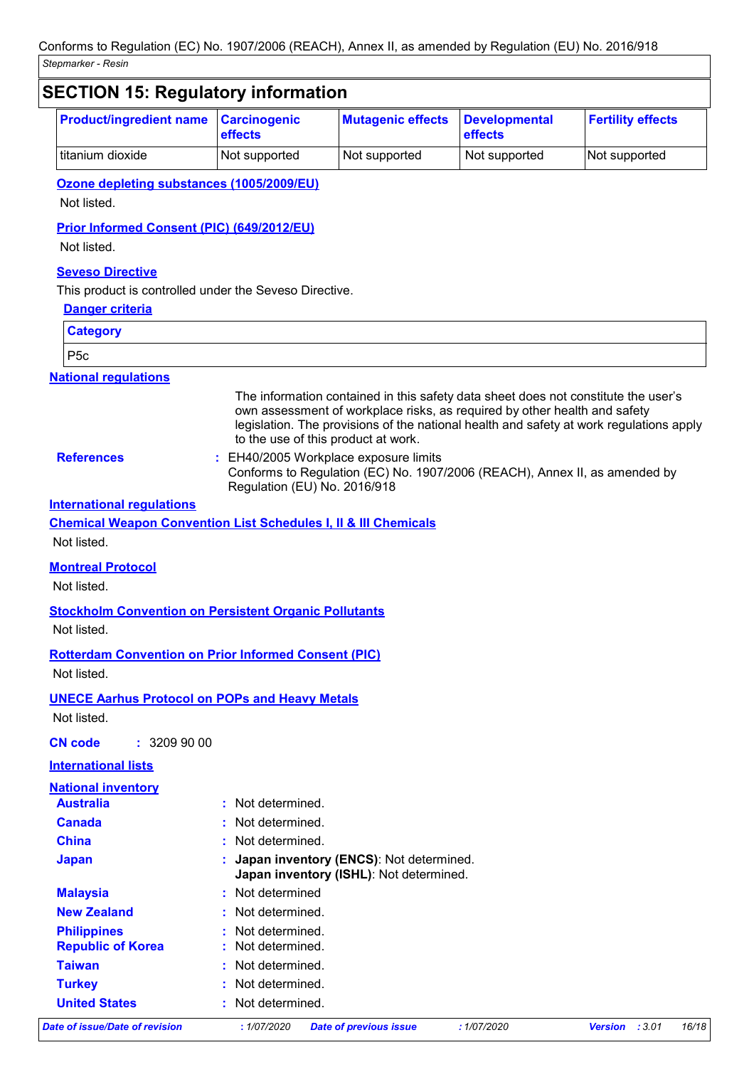## SECTION 15: Regulatory information

| Product/ingredient name | Carcinogenic effects | Mutagenic effects | Developmental effects | Fertility effects |
|---|---|---|---|---|
| titanium dioxide | Not supported | Not supported | Not supported | Not supported |

**Ozone depleting substances (1005/2009/EU)**

Not listed.

**Prior Informed Consent (PIC) (649/2012/EU)**

Not listed.

**Seveso Directive**

This product is controlled under the Seveso Directive.

**Danger criteria**

| Category |
|---|
| P5c |

**National regulations**

The information contained in this safety data sheet does not constitute the user's own assessment of workplace risks, as required by other health and safety legislation. The provisions of the national health and safety at work regulations apply to the use of this product at work.

**References** : EH40/2005 Workplace exposure limits
Conforms to Regulation (EC) No. 1907/2006 (REACH), Annex II, as amended by Regulation (EU) No. 2016/918

**International regulations**

**Chemical Weapon Convention List Schedules I, II & III Chemicals**

Not listed.

**Montreal Protocol**

Not listed.

**Stockholm Convention on Persistent Organic Pollutants**

Not listed.

**Rotterdam Convention on Prior Informed Consent (PIC)**

Not listed.

**UNECE Aarhus Protocol on POPs and Heavy Metals**

Not listed.

**CN code** : 3209 90 00

**International lists**

**National inventory**

**Australia** : Not determined.
**Canada** : Not determined.
**China** : Not determined.
**Japan** : **Japan inventory (ENCS)**: Not determined.
**Japan inventory (ISHL)**: Not determined.
**Malaysia** : Not determined
**New Zealand** : Not determined.
**Philippines** : Not determined.
**Republic of Korea** : Not determined.
**Taiwan** : Not determined.
**Turkey** : Not determined.
**United States** : Not determined.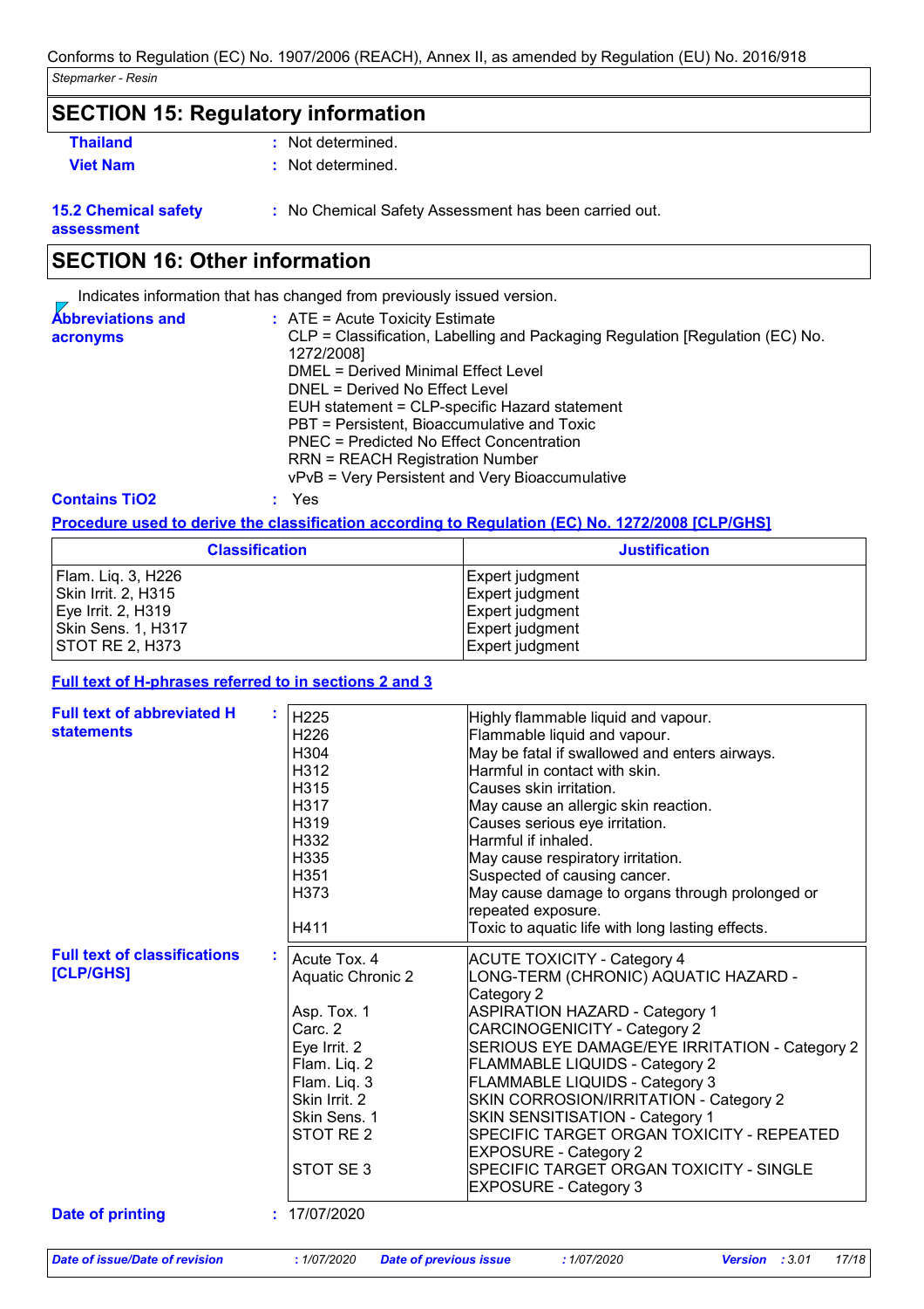## SECTION 15: Regulatory information

**Thailand** : Not determined.

**Viet Nam** : Not determined.

**15.2 Chemical safety assessment** : No Chemical Safety Assessment has been carried out.

## SECTION 16: Other information

Indicates information that has changed from previously issued version.

**Abbreviations and acronyms** :
ATE = Acute Toxicity Estimate
CLP = Classification, Labelling and Packaging Regulation [Regulation (EC) No. 1272/2008]
DMEL = Derived Minimal Effect Level
DNEL = Derived No Effect Level
EUH statement = CLP-specific Hazard statement
PBT = Persistent, Bioaccumulative and Toxic
PNEC = Predicted No Effect Concentration
RRN = REACH Registration Number
vPvB = Very Persistent and Very Bioaccumulative

**Contains TiO2** : Yes

**Procedure used to derive the classification according to Regulation (EC) No. 1272/2008 [CLP/GHS]**

| Classification | Justification |
|---|---|
| Flam. Liq. 3, H226 | Expert judgment |
| Skin Irrit. 2, H315 | Expert judgment |
| Eye Irrit. 2, H319 | Expert judgment |
| Skin Sens. 1, H317 | Expert judgment |
| STOT RE 2, H373 | Expert judgment |

**Full text of H-phrases referred to in sections 2 and 3**

**Full text of abbreviated H statements** :

| | |
|---|---|
| H225 | Highly flammable liquid and vapour. |
| H226 | Flammable liquid and vapour. |
| H304 | May be fatal if swallowed and enters airways. |
| H312 | Harmful in contact with skin. |
| H315 | Causes skin irritation. |
| H317 | May cause an allergic skin reaction. |
| H319 | Causes serious eye irritation. |
| H332 | Harmful if inhaled. |
| H335 | May cause respiratory irritation. |
| H351 | Suspected of causing cancer. |
| H373 | May cause damage to organs through prolonged or repeated exposure. |
| H411 | Toxic to aquatic life with long lasting effects. |

**Full text of classifications [CLP/GHS]** :

| | |
|---|---|
| Acute Tox. 4 | ACUTE TOXICITY - Category 4 |
| Aquatic Chronic 2 | LONG-TERM (CHRONIC) AQUATIC HAZARD - Category 2 |
| Asp. Tox. 1 | ASPIRATION HAZARD - Category 1 |
| Carc. 2 | CARCINOGENICITY - Category 2 |
| Eye Irrit. 2 | SERIOUS EYE DAMAGE/EYE IRRITATION - Category 2 |
| Flam. Liq. 2 | FLAMMABLE LIQUIDS - Category 2 |
| Flam. Liq. 3 | FLAMMABLE LIQUIDS - Category 3 |
| Skin Irrit. 2 | SKIN CORROSION/IRRITATION - Category 2 |
| Skin Sens. 1 | SKIN SENSITISATION - Category 1 |
| STOT RE 2 | SPECIFIC TARGET ORGAN TOXICITY - REPEATED EXPOSURE - Category 2 |
| STOT SE 3 | SPECIFIC TARGET ORGAN TOXICITY - SINGLE EXPOSURE - Category 3 |

**Date of printing** : 17/07/2020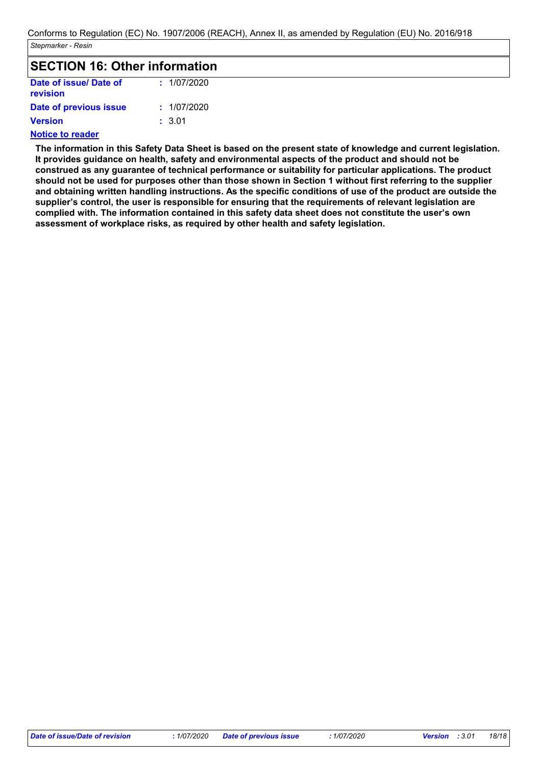## SECTION 16: Other information

| | |
|---|---|
| **Date of issue/ Date of revision** | : 1/07/2020 |
| **Date of previous issue** | : 1/07/2020 |
| **Version** | : 3.01 |

**Notice to reader**

**The information in this Safety Data Sheet is based on the present state of knowledge and current legislation. It provides guidance on health, safety and environmental aspects of the product and should not be construed as any guarantee of technical performance or suitability for particular applications. The product should not be used for purposes other than those shown in Section 1 without first referring to the supplier and obtaining written handling instructions. As the specific conditions of use of the product are outside the supplier's control, the user is responsible for ensuring that the requirements of relevant legislation are complied with. The information contained in this safety data sheet does not constitute the user's own assessment of workplace risks, as required by other health and safety legislation.**